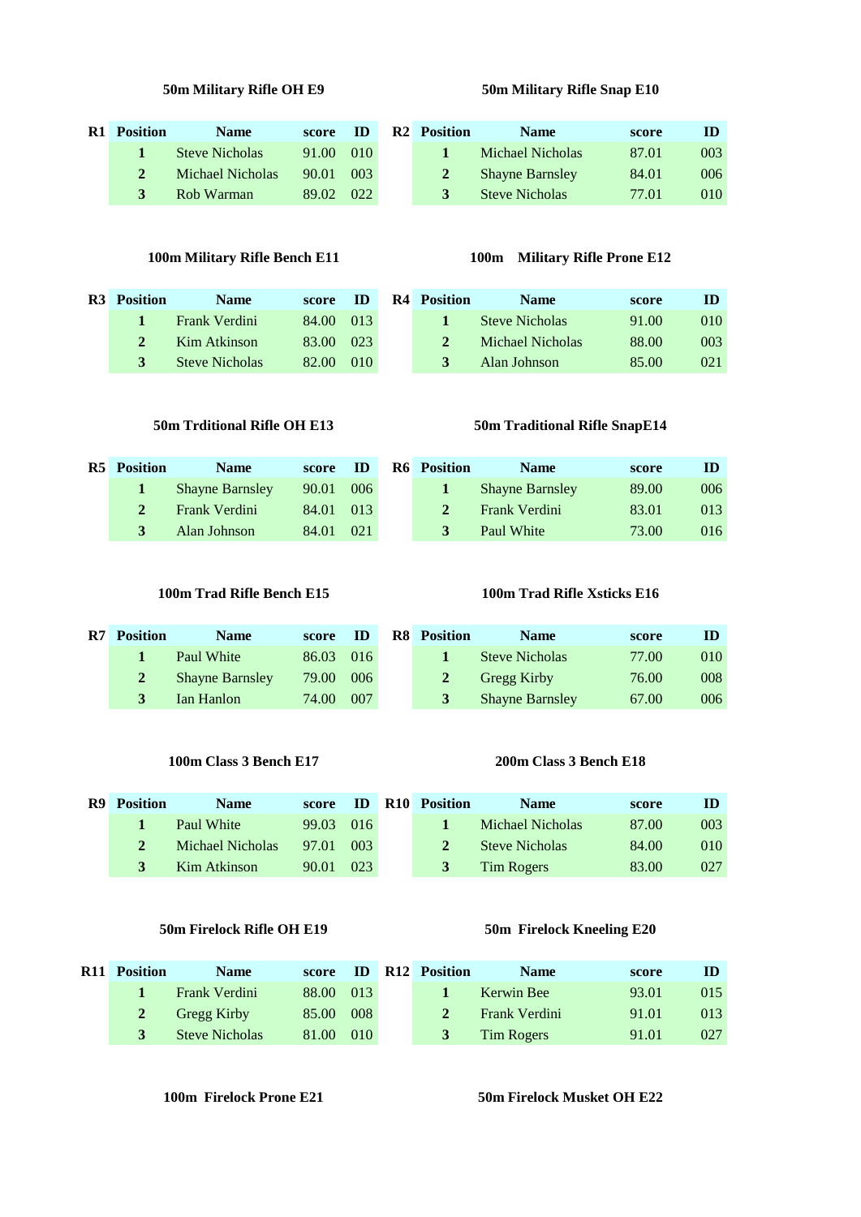### 50m Military Rifle OH E9

| R1 | Position | Name | score | ID |
|---|---|---|---|---|
| | 1 | Steve Nicholas | 91.00 | 010 |
| | 2 | Michael Nicholas | 90.01 | 003 |
| | 3 | Rob Warman | 89.02 | 022 |

### 50m Military Rifle Snap E10

| R2 | Position | Name | score | ID |
|---|---|---|---|---|
| | 1 | Michael Nicholas | 87.01 | 003 |
| | 2 | Shayne Barnsley | 84.01 | 006 |
| | 3 | Steve Nicholas | 77.01 | 010 |

### 100m Military Rifle Bench E11

| R3 | Position | Name | score | ID |
|---|---|---|---|---|
| | 1 | Frank Verdini | 84.00 | 013 |
| | 2 | Kim Atkinson | 83.00 | 023 |
| | 3 | Steve Nicholas | 82.00 | 010 |

### 100m Military Rifle Prone E12

| R4 | Position | Name | score | ID |
|---|---|---|---|---|
| | 1 | Steve Nicholas | 91.00 | 010 |
| | 2 | Michael Nicholas | 88.00 | 003 |
| | 3 | Alan Johnson | 85.00 | 021 |

### 50m Trditional Rifle OH E13

| R5 | Position | Name | score | ID |
|---|---|---|---|---|
| | 1 | Shayne Barnsley | 90.01 | 006 |
| | 2 | Frank Verdini | 84.01 | 013 |
| | 3 | Alan Johnson | 84.01 | 021 |

### 50m Traditional Rifle SnapE14

| R6 | Position | Name | score | ID |
|---|---|---|---|---|
| | 1 | Shayne Barnsley | 89.00 | 006 |
| | 2 | Frank Verdini | 83.01 | 013 |
| | 3 | Paul White | 73.00 | 016 |

### 100m Trad Rifle Bench E15

| R7 | Position | Name | score | ID |
|---|---|---|---|---|
| | 1 | Paul White | 86.03 | 016 |
| | 2 | Shayne Barnsley | 79.00 | 006 |
| | 3 | Ian Hanlon | 74.00 | 007 |

### 100m Trad Rifle Xsticks E16

| R8 | Position | Name | score | ID |
|---|---|---|---|---|
| | 1 | Steve Nicholas | 77.00 | 010 |
| | 2 | Gregg Kirby | 76.00 | 008 |
| | 3 | Shayne Barnsley | 67.00 | 006 |

### 100m Class 3 Bench E17

| R9 | Position | Name | score | ID |
|---|---|---|---|---|
| | 1 | Paul White | 99.03 | 016 |
| | 2 | Michael Nicholas | 97.01 | 003 |
| | 3 | Kim Atkinson | 90.01 | 023 |

### 200m Class 3 Bench E18

| R10 | Position | Name | score | ID |
|---|---|---|---|---|
| | 1 | Michael Nicholas | 87.00 | 003 |
| | 2 | Steve Nicholas | 84.00 | 010 |
| | 3 | Tim Rogers | 83.00 | 027 |

### 50m Firelock Rifle OH E19

| R11 | Position | Name | score | ID |
|---|---|---|---|---|
| | 1 | Frank Verdini | 88.00 | 013 |
| | 2 | Gregg Kirby | 85.00 | 008 |
| | 3 | Steve Nicholas | 81.00 | 010 |

### 50m Firelock Kneeling E20

| R12 | Position | Name | score | ID |
|---|---|---|---|---|
| | 1 | Kerwin Bee | 93.01 | 015 |
| | 2 | Frank Verdini | 91.01 | 013 |
| | 3 | Tim Rogers | 91.01 | 027 |

### 100m Firelock Prone E21

### 50m Firelock Musket OH E22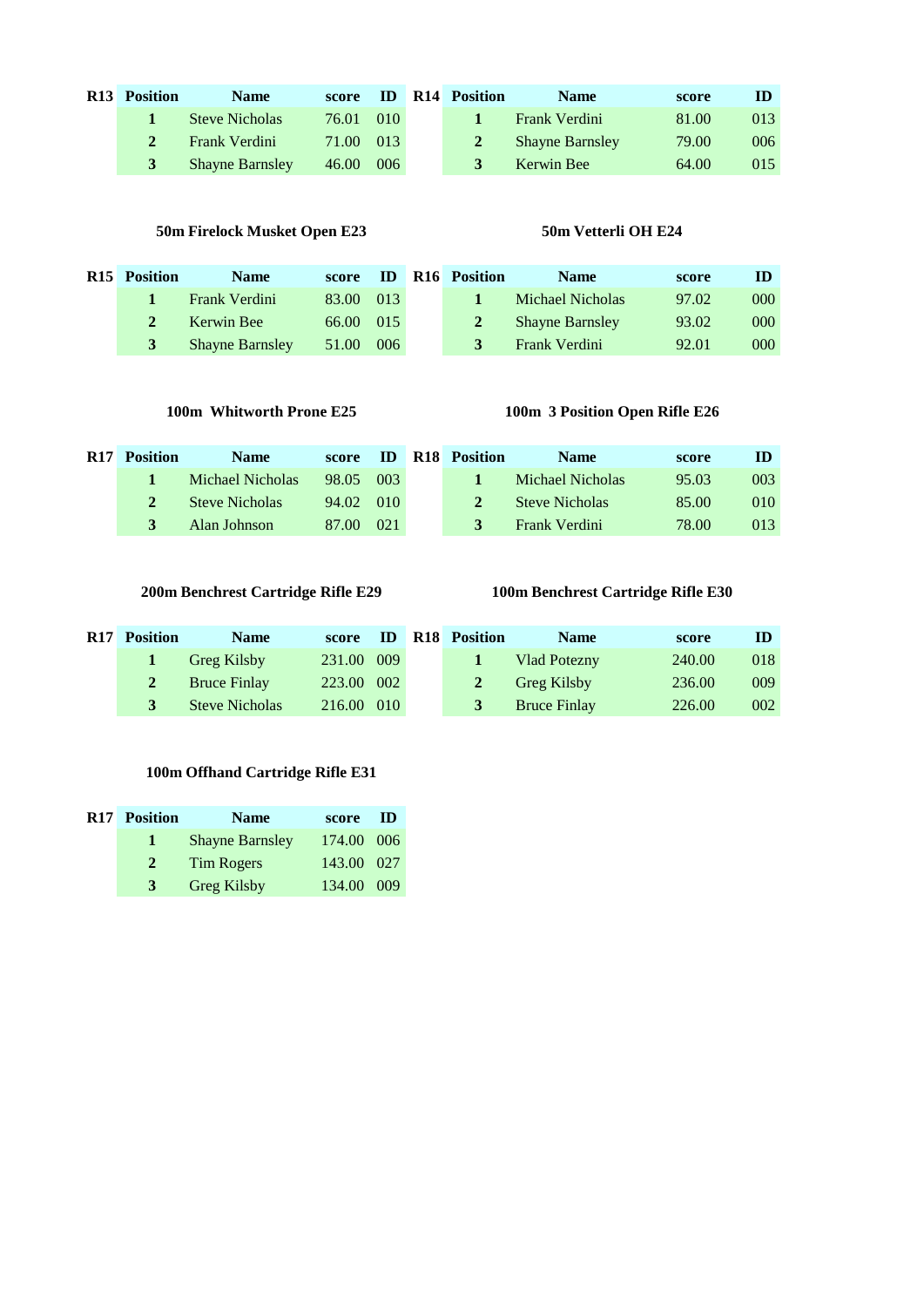| R13 | Position | Name | score | ID |
|---|---|---|---|---|
| | 1 | Steve Nicholas | 76.01 | 010 |
| | 2 | Frank Verdini | 71.00 | 013 |
| | 3 | Shayne Barnsley | 46.00 | 006 |

| R14 | Position | Name | score | ID |
|---|---|---|---|---|
| | 1 | Frank Verdini | 81.00 | 013 |
| | 2 | Shayne Barnsley | 79.00 | 006 |
| | 3 | Kerwin Bee | 64.00 | 015 |

**50m Firelock Musket Open E23**

| R15 | Position | Name | score | ID |
|---|---|---|---|---|
| | 1 | Frank Verdini | 83.00 | 013 |
| | 2 | Kerwin Bee | 66.00 | 015 |
| | 3 | Shayne Barnsley | 51.00 | 006 |

**50m Vetterli OH E24**

| R16 | Position | Name | score | ID |
|---|---|---|---|---|
| | 1 | Michael Nicholas | 97.02 | 000 |
| | 2 | Shayne Barnsley | 93.02 | 000 |
| | 3 | Frank Verdini | 92.01 | 000 |

**100m Whitworth Prone E25**

| R17 | Position | Name | score | ID |
|---|---|---|---|---|
| | 1 | Michael Nicholas | 98.05 | 003 |
| | 2 | Steve Nicholas | 94.02 | 010 |
| | 3 | Alan Johnson | 87.00 | 021 |

**100m 3 Position Open Rifle E26**

| R18 | Position | Name | score | ID |
|---|---|---|---|---|
| | 1 | Michael Nicholas | 95.03 | 003 |
| | 2 | Steve Nicholas | 85.00 | 010 |
| | 3 | Frank Verdini | 78.00 | 013 |

**200m Benchrest Cartridge Rifle E29**

| R17 | Position | Name | score | ID |
|---|---|---|---|---|
| | 1 | Greg Kilsby | 231.00 | 009 |
| | 2 | Bruce Finlay | 223.00 | 002 |
| | 3 | Steve Nicholas | 216.00 | 010 |

**100m Benchrest Cartridge Rifle E30**

| R18 | Position | Name | score | ID |
|---|---|---|---|---|
| | 1 | Vlad Potezny | 240.00 | 018 |
| | 2 | Greg Kilsby | 236.00 | 009 |
| | 3 | Bruce Finlay | 226.00 | 002 |

**100m Offhand Cartridge Rifle E31**

| R17 | Position | Name | score | ID |
|---|---|---|---|---|
| | 1 | Shayne Barnsley | 174.00 | 006 |
| | 2 | Tim Rogers | 143.00 | 027 |
| | 3 | Greg Kilsby | 134.00 | 009 |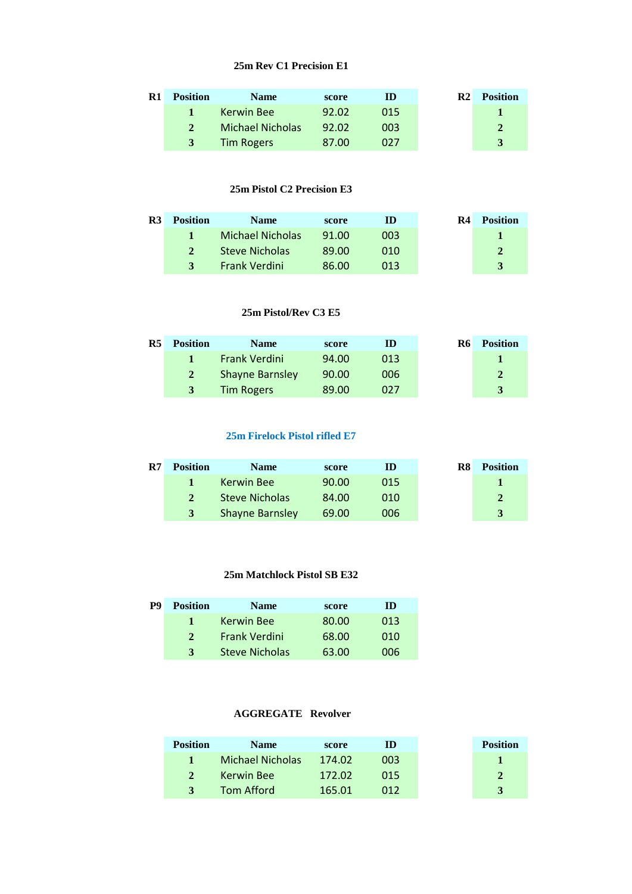### 25m Rev C1 Precision E1

| R1 | Position | Name | score | ID |
|---|---|---|---|---|
| | 1 | Kerwin Bee | 92.02 | 015 |
| | 2 | Michael Nicholas | 92.02 | 003 |
| | 3 | Tim Rogers | 87.00 | 027 |

| R2 | Position |
|---|---|
| | 1 |
| | 2 |
| | 3 |

### 25m Pistol C2 Precision E3

| R3 | Position | Name | score | ID |
|---|---|---|---|---|
| | 1 | Michael Nicholas | 91.00 | 003 |
| | 2 | Steve Nicholas | 89.00 | 010 |
| | 3 | Frank Verdini | 86.00 | 013 |

| R4 | Position |
|---|---|
| | 1 |
| | 2 |
| | 3 |

### 25m Pistol/Rev C3 E5

| R5 | Position | Name | score | ID |
|---|---|---|---|---|
| | 1 | Frank Verdini | 94.00 | 013 |
| | 2 | Shayne Barnsley | 90.00 | 006 |
| | 3 | Tim Rogers | 89.00 | 027 |

| R6 | Position |
|---|---|
| | 1 |
| | 2 |
| | 3 |

### 25m Firelock Pistol rifled E7

| R7 | Position | Name | score | ID |
|---|---|---|---|---|
| | 1 | Kerwin Bee | 90.00 | 015 |
| | 2 | Steve Nicholas | 84.00 | 010 |
| | 3 | Shayne Barnsley | 69.00 | 006 |

| R8 | Position |
|---|---|
| | 1 |
| | 2 |
| | 3 |

### 25m Matchlock Pistol SB E32

| P9 | Position | Name | score | ID |
|---|---|---|---|---|
| | 1 | Kerwin Bee | 80.00 | 013 |
| | 2 | Frank Verdini | 68.00 | 010 |
| | 3 | Steve Nicholas | 63.00 | 006 |

### AGGREGATE Revolver

| Position | Name | score | ID |
|---|---|---|---|
| 1 | Michael Nicholas | 174.02 | 003 |
| 2 | Kerwin Bee | 172.02 | 015 |
| 3 | Tom Afford | 165.01 | 012 |

| Position |
|---|
| 1 |
| 2 |
| 3 |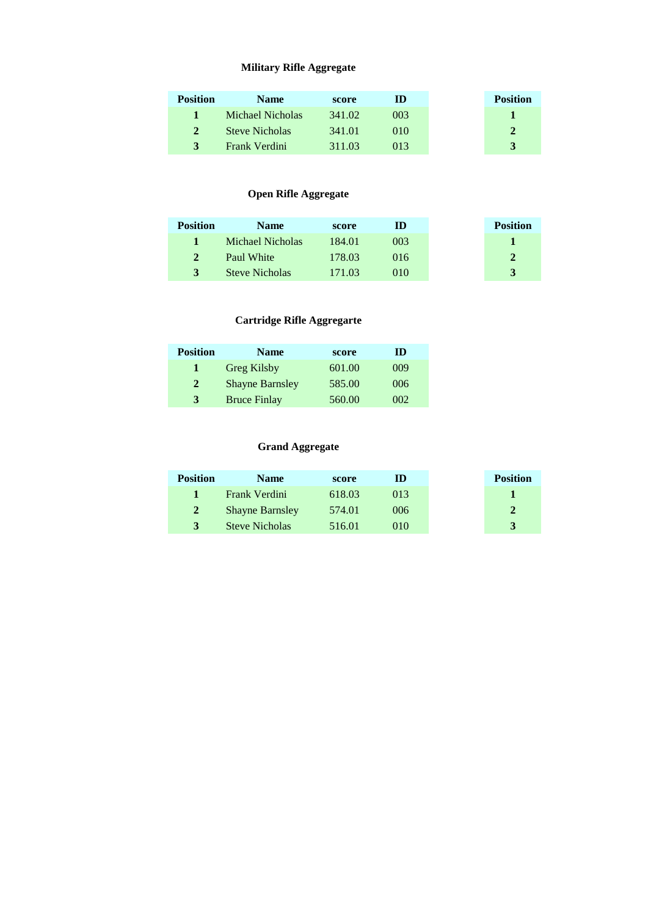### Military Rifle Aggregate

| Position | Name | score | ID |
|---|---|---|---|
| 1 | Michael Nicholas | 341.02 | 003 |
| 2 | Steve Nicholas | 341.01 | 010 |
| 3 | Frank Verdini | 311.03 | 013 |

| Position |
|---|
| 1 |
| 2 |
| 3 |

### Open Rifle Aggregate

| Position | Name | score | ID |
|---|---|---|---|
| 1 | Michael Nicholas | 184.01 | 003 |
| 2 | Paul White | 178.03 | 016 |
| 3 | Steve Nicholas | 171.03 | 010 |

| Position |
|---|
| 1 |
| 2 |
| 3 |

### Cartridge Rifle Aggregarte

| Position | Name | score | ID |
|---|---|---|---|
| 1 | Greg Kilsby | 601.00 | 009 |
| 2 | Shayne Barnsley | 585.00 | 006 |
| 3 | Bruce Finlay | 560.00 | 002 |

### Grand Aggregate

| Position | Name | score | ID |
|---|---|---|---|
| 1 | Frank Verdini | 618.03 | 013 |
| 2 | Shayne Barnsley | 574.01 | 006 |
| 3 | Steve Nicholas | 516.01 | 010 |

| Position |
|---|
| 1 |
| 2 |
| 3 |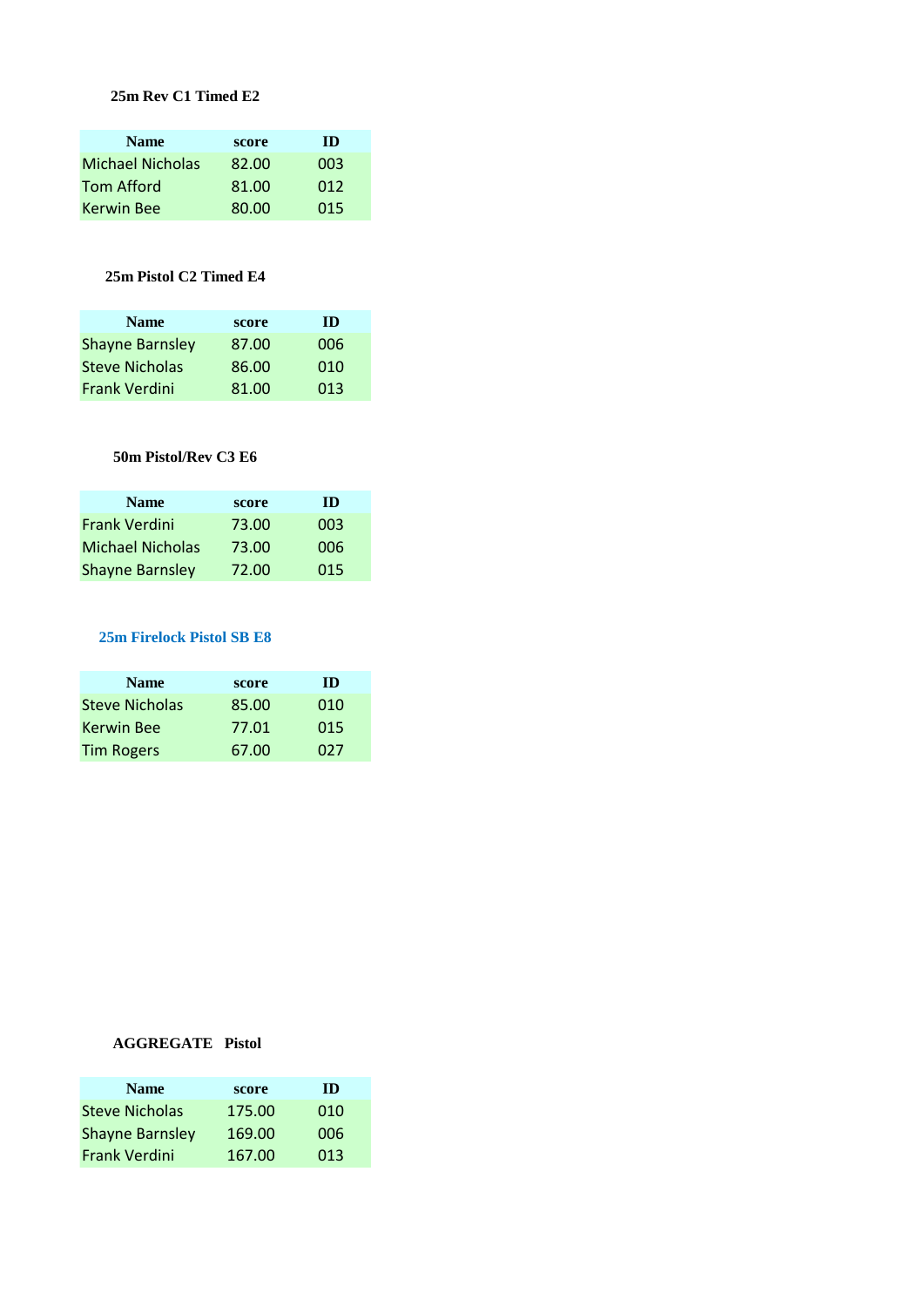### 25m Rev C1 Timed E2

| Name | score | ID |
|---|---|---|
| Michael Nicholas | 82.00 | 003 |
| Tom Afford | 81.00 | 012 |
| Kerwin Bee | 80.00 | 015 |

### 25m Pistol C2 Timed E4

| Name | score | ID |
|---|---|---|
| Shayne Barnsley | 87.00 | 006 |
| Steve Nicholas | 86.00 | 010 |
| Frank Verdini | 81.00 | 013 |

### 50m Pistol/Rev C3 E6

| Name | score | ID |
|---|---|---|
| Frank Verdini | 73.00 | 003 |
| Michael Nicholas | 73.00 | 006 |
| Shayne Barnsley | 72.00 | 015 |

### 25m Firelock Pistol SB E8

| Name | score | ID |
|---|---|---|
| Steve Nicholas | 85.00 | 010 |
| Kerwin Bee | 77.01 | 015 |
| Tim Rogers | 67.00 | 027 |

### AGGREGATE Pistol

| Name | score | ID |
|---|---|---|
| Steve Nicholas | 175.00 | 010 |
| Shayne Barnsley | 169.00 | 006 |
| Frank Verdini | 167.00 | 013 |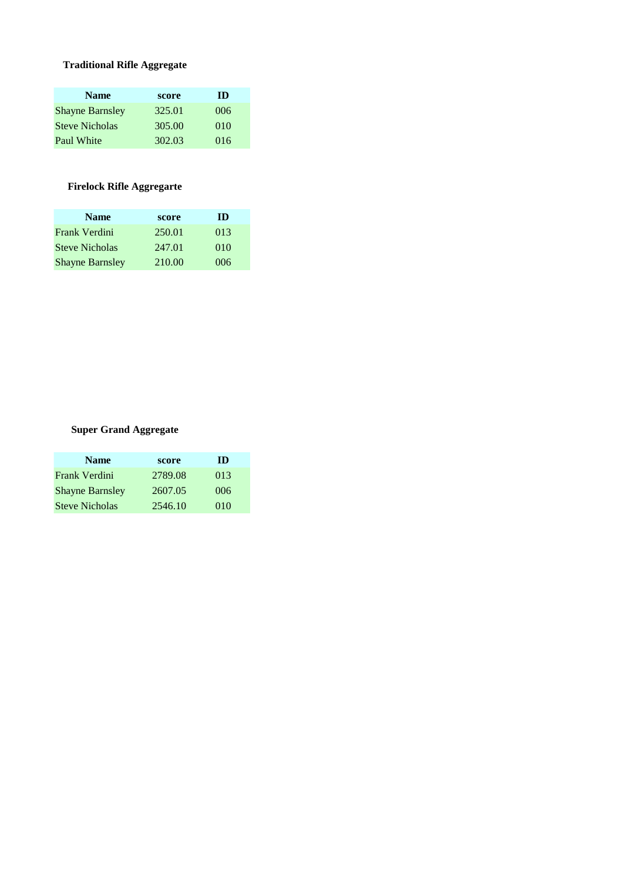**Traditional Rifle Aggregate**

| Name | score | ID |
|---|---|---|
| Shayne Barnsley | 325.01 | 006 |
| Steve Nicholas | 305.00 | 010 |
| Paul White | 302.03 | 016 |

**Firelock Rifle Aggregarte**

| Name | score | ID |
|---|---|---|
| Frank Verdini | 250.01 | 013 |
| Steve Nicholas | 247.01 | 010 |
| Shayne Barnsley | 210.00 | 006 |

**Super Grand Aggregate**

| Name | score | ID |
|---|---|---|
| Frank Verdini | 2789.08 | 013 |
| Shayne Barnsley | 2607.05 | 006 |
| Steve Nicholas | 2546.10 | 010 |